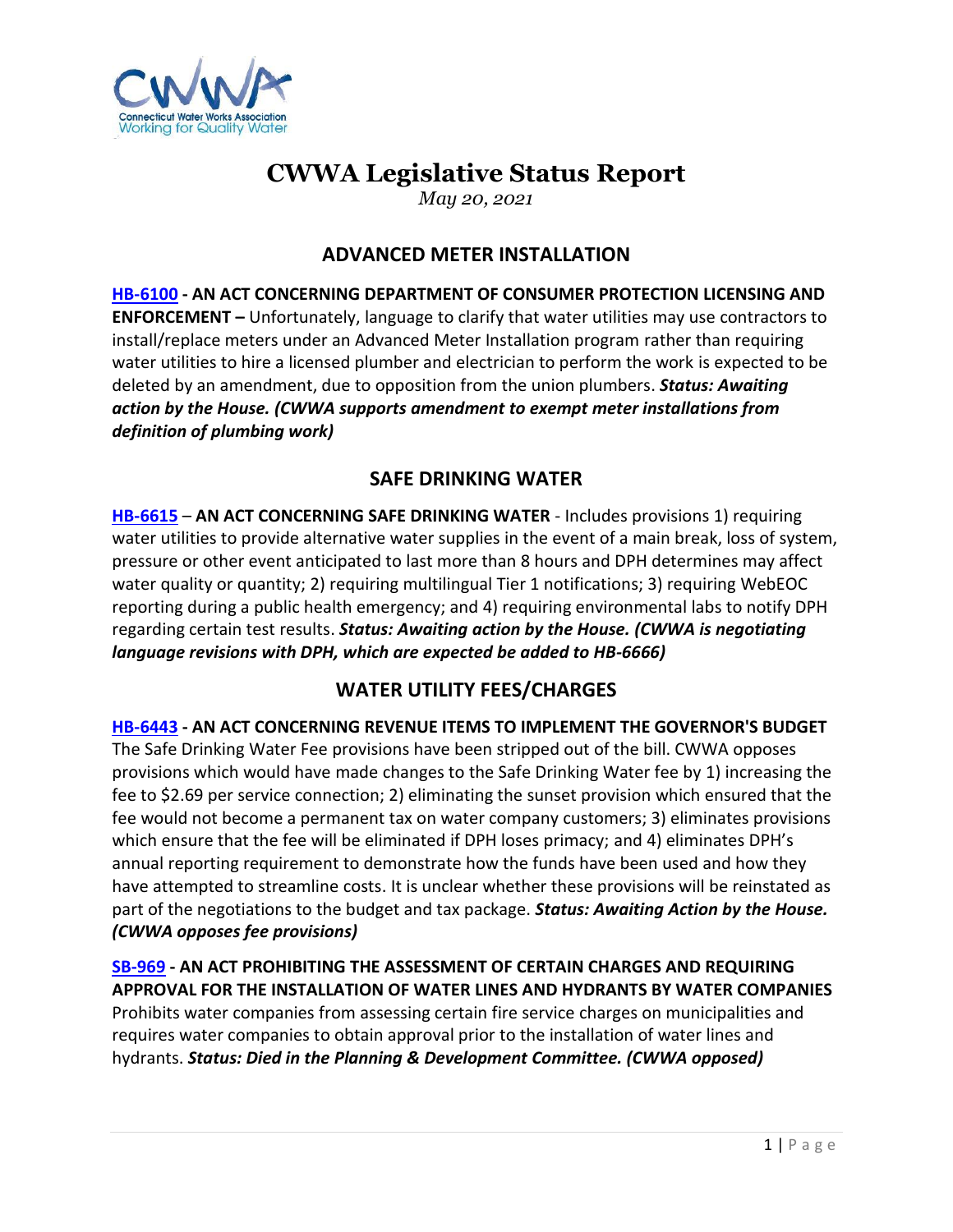# CWWA Legislative Status Report

*May 20, 2021*

## ADVANCED METER INSTALLATION

**HB-6100 - AN ACT CONCERNING DEPARTMENT OF CONSUMER PROTECTION LICENSING AND ENFORCEMENT –** Unfortunately, language to clarify that water utilities may use contractors to install/replace meters under an Advanced Meter Installation program rather than requiring water utilities to hire a licensed plumber and electrician to perform the work is expected to be deleted by an amendment, due to opposition from the union plumbers. ***Status: Awaiting action by the House. (CWWA supports amendment to exempt meter installations from definition of plumbing work)***

## SAFE DRINKING WATER

**HB-6615** – **AN ACT CONCERNING SAFE DRINKING WATER** - Includes provisions 1) requiring water utilities to provide alternative water supplies in the event of a main break, loss of system, pressure or other event anticipated to last more than 8 hours and DPH determines may affect water quality or quantity; 2) requiring multilingual Tier 1 notifications; 3) requiring WebEOC reporting during a public health emergency; and 4) requiring environmental labs to notify DPH regarding certain test results. ***Status: Awaiting action by the House. (CWWA is negotiating language revisions with DPH, which are expected be added to HB-6666)***

## WATER UTILITY FEES/CHARGES

**HB-6443 - AN ACT CONCERNING REVENUE ITEMS TO IMPLEMENT THE GOVERNOR'S BUDGET**
The Safe Drinking Water Fee provisions have been stripped out of the bill. CWWA opposes provisions which would have made changes to the Safe Drinking Water fee by 1) increasing the fee to $2.69 per service connection; 2) eliminating the sunset provision which ensured that the fee would not become a permanent tax on water company customers; 3) eliminates provisions which ensure that the fee will be eliminated if DPH loses primacy; and 4) eliminates DPH's annual reporting requirement to demonstrate how the funds have been used and how they have attempted to streamline costs. It is unclear whether these provisions will be reinstated as part of the negotiations to the budget and tax package. ***Status: Awaiting Action by the House. (CWWA opposes fee provisions)***

**SB-969 - AN ACT PROHIBITING THE ASSESSMENT OF CERTAIN CHARGES AND REQUIRING APPROVAL FOR THE INSTALLATION OF WATER LINES AND HYDRANTS BY WATER COMPANIES**
Prohibits water companies from assessing certain fire service charges on municipalities and requires water companies to obtain approval prior to the installation of water lines and hydrants. ***Status: Died in the Planning & Development Committee. (CWWA opposed)***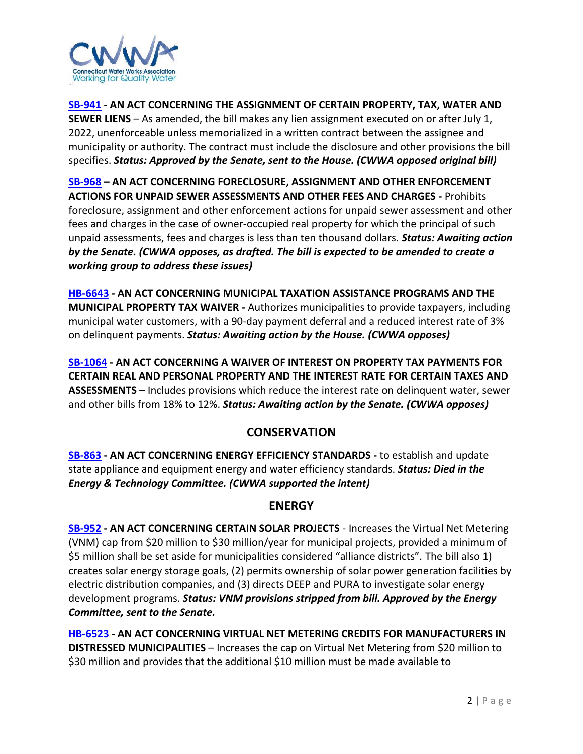**SB-941 - AN ACT CONCERNING THE ASSIGNMENT OF CERTAIN PROPERTY, TAX, WATER AND SEWER LIENS** – As amended, the bill makes any lien assignment executed on or after July 1, 2022, unenforceable unless memorialized in a written contract between the assignee and municipality or authority. The contract must include the disclosure and other provisions the bill specifies. ***Status: Approved by the Senate, sent to the House. (CWWA opposed original bill)***

**SB-968 – AN ACT CONCERNING FORECLOSURE, ASSIGNMENT AND OTHER ENFORCEMENT ACTIONS FOR UNPAID SEWER ASSESSMENTS AND OTHER FEES AND CHARGES -** Prohibits foreclosure, assignment and other enforcement actions for unpaid sewer assessment and other fees and charges in the case of owner-occupied real property for which the principal of such unpaid assessments, fees and charges is less than ten thousand dollars. ***Status: Awaiting action by the Senate. (CWWA opposes, as drafted. The bill is expected to be amended to create a working group to address these issues)***

**HB-6643 - AN ACT CONCERNING MUNICIPAL TAXATION ASSISTANCE PROGRAMS AND THE MUNICIPAL PROPERTY TAX WAIVER -** Authorizes municipalities to provide taxpayers, including municipal water customers, with a 90-day payment deferral and a reduced interest rate of 3% on delinquent payments. ***Status: Awaiting action by the House. (CWWA opposes)***

**SB-1064 - AN ACT CONCERNING A WAIVER OF INTEREST ON PROPERTY TAX PAYMENTS FOR CERTAIN REAL AND PERSONAL PROPERTY AND THE INTEREST RATE FOR CERTAIN TAXES AND ASSESSMENTS –** Includes provisions which reduce the interest rate on delinquent water, sewer and other bills from 18% to 12%. ***Status: Awaiting action by the Senate. (CWWA opposes)***

## CONSERVATION

**SB-863 - AN ACT CONCERNING ENERGY EFFICIENCY STANDARDS -** to establish and update state appliance and equipment energy and water efficiency standards. ***Status: Died in the Energy & Technology Committee. (CWWA supported the intent)***

## ENERGY

**SB-952 - AN ACT CONCERNING CERTAIN SOLAR PROJECTS** - Increases the Virtual Net Metering (VNM) cap from $20 million to $30 million/year for municipal projects, provided a minimum of $5 million shall be set aside for municipalities considered "alliance districts". The bill also 1) creates solar energy storage goals, (2) permits ownership of solar power generation facilities by electric distribution companies, and (3) directs DEEP and PURA to investigate solar energy development programs. ***Status: VNM provisions stripped from bill. Approved by the Energy Committee, sent to the Senate.***

**HB-6523 - AN ACT CONCERNING VIRTUAL NET METERING CREDITS FOR MANUFACTURERS IN DISTRESSED MUNICIPALITIES** – Increases the cap on Virtual Net Metering from $20 million to $30 million and provides that the additional $10 million must be made available to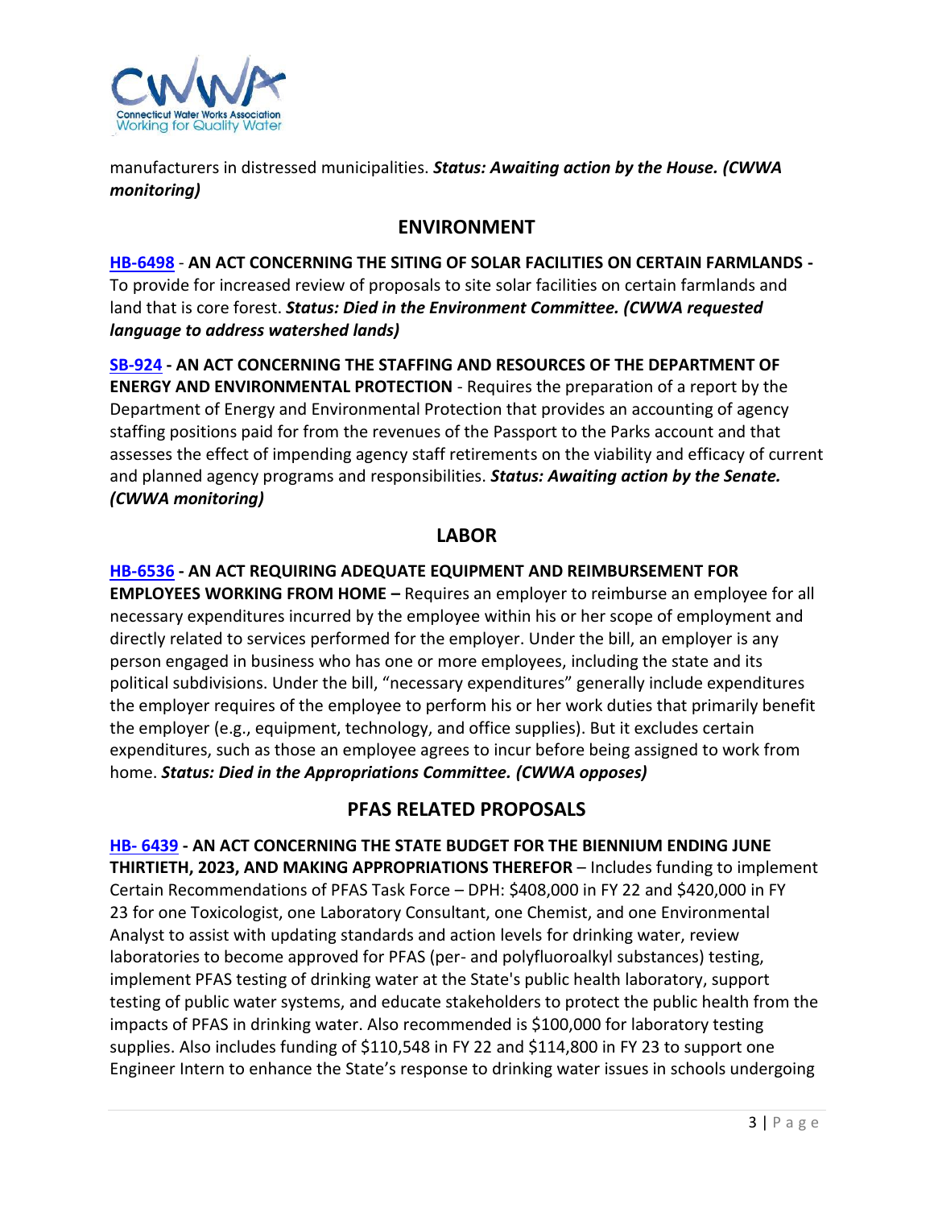manufacturers in distressed municipalities. ***Status: Awaiting action by the House. (CWWA monitoring)***

## ENVIRONMENT

**HB-6498** - **AN ACT CONCERNING THE SITING OF SOLAR FACILITIES ON CERTAIN FARMLANDS -** To provide for increased review of proposals to site solar facilities on certain farmlands and land that is core forest. ***Status: Died in the Environment Committee. (CWWA requested language to address watershed lands)***

**SB-924 - AN ACT CONCERNING THE STAFFING AND RESOURCES OF THE DEPARTMENT OF ENERGY AND ENVIRONMENTAL PROTECTION** - Requires the preparation of a report by the Department of Energy and Environmental Protection that provides an accounting of agency staffing positions paid for from the revenues of the Passport to the Parks account and that assesses the effect of impending agency staff retirements on the viability and efficacy of current and planned agency programs and responsibilities. ***Status: Awaiting action by the Senate. (CWWA monitoring)***

## LABOR

**HB-6536 - AN ACT REQUIRING ADEQUATE EQUIPMENT AND REIMBURSEMENT FOR EMPLOYEES WORKING FROM HOME –** Requires an employer to reimburse an employee for all necessary expenditures incurred by the employee within his or her scope of employment and directly related to services performed for the employer. Under the bill, an employer is any person engaged in business who has one or more employees, including the state and its political subdivisions. Under the bill, "necessary expenditures" generally include expenditures the employer requires of the employee to perform his or her work duties that primarily benefit the employer (e.g., equipment, technology, and office supplies). But it excludes certain expenditures, such as those an employee agrees to incur before being assigned to work from home. ***Status: Died in the Appropriations Committee. (CWWA opposes)***

## PFAS RELATED PROPOSALS

**HB- 6439 - AN ACT CONCERNING THE STATE BUDGET FOR THE BIENNIUM ENDING JUNE THIRTIETH, 2023, AND MAKING APPROPRIATIONS THEREFOR** – Includes funding to implement Certain Recommendations of PFAS Task Force – DPH: $408,000 in FY 22 and $420,000 in FY 23 for one Toxicologist, one Laboratory Consultant, one Chemist, and one Environmental Analyst to assist with updating standards and action levels for drinking water, review laboratories to become approved for PFAS (per- and polyfluoroalkyl substances) testing, implement PFAS testing of drinking water at the State's public health laboratory, support testing of public water systems, and educate stakeholders to protect the public health from the impacts of PFAS in drinking water. Also recommended is $100,000 for laboratory testing supplies. Also includes funding of $110,548 in FY 22 and $114,800 in FY 23 to support one Engineer Intern to enhance the State's response to drinking water issues in schools undergoing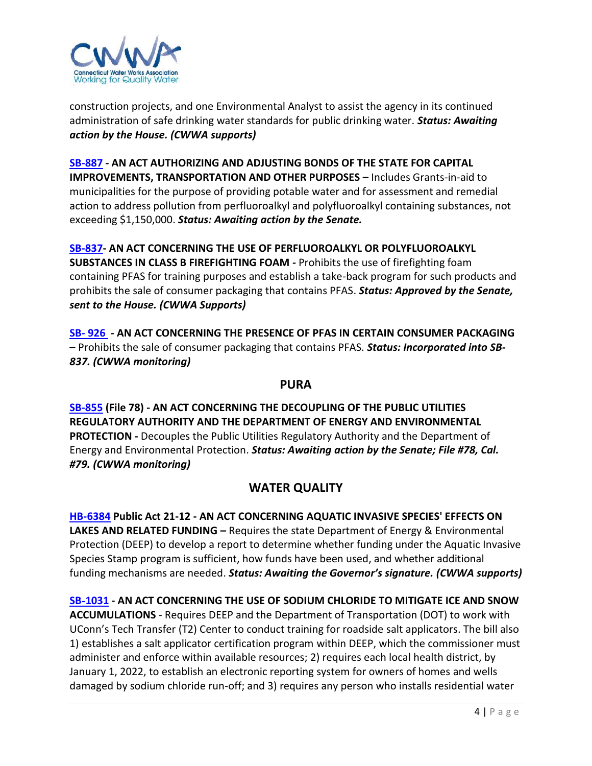construction projects, and one Environmental Analyst to assist the agency in its continued administration of safe drinking water standards for public drinking water. ***Status: Awaiting action by the House. (CWWA supports)***

**SB-887 - AN ACT AUTHORIZING AND ADJUSTING BONDS OF THE STATE FOR CAPITAL IMPROVEMENTS, TRANSPORTATION AND OTHER PURPOSES –** Includes Grants-in-aid to municipalities for the purpose of providing potable water and for assessment and remedial action to address pollution from perfluoroalkyl and polyfluoroalkyl containing substances, not exceeding $1,150,000. ***Status: Awaiting action by the Senate.***

**SB-837- AN ACT CONCERNING THE USE OF PERFLUOROALKYL OR POLYFLUOROALKYL SUBSTANCES IN CLASS B FIREFIGHTING FOAM -** Prohibits the use of firefighting foam containing PFAS for training purposes and establish a take-back program for such products and prohibits the sale of consumer packaging that contains PFAS. ***Status: Approved by the Senate, sent to the House. (CWWA Supports)***

**SB- 926 - AN ACT CONCERNING THE PRESENCE OF PFAS IN CERTAIN CONSUMER PACKAGING** – Prohibits the sale of consumer packaging that contains PFAS. ***Status: Incorporated into SB-837. (CWWA monitoring)***

## PURA

**SB-855 (File 78) - AN ACT CONCERNING THE DECOUPLING OF THE PUBLIC UTILITIES REGULATORY AUTHORITY AND THE DEPARTMENT OF ENERGY AND ENVIRONMENTAL PROTECTION -** Decouples the Public Utilities Regulatory Authority and the Department of Energy and Environmental Protection. ***Status: Awaiting action by the Senate; File #78, Cal. #79. (CWWA monitoring)***

## WATER QUALITY

**HB-6384 Public Act 21-12 - AN ACT CONCERNING AQUATIC INVASIVE SPECIES' EFFECTS ON LAKES AND RELATED FUNDING –** Requires the state Department of Energy & Environmental Protection (DEEP) to develop a report to determine whether funding under the Aquatic Invasive Species Stamp program is sufficient, how funds have been used, and whether additional funding mechanisms are needed. ***Status: Awaiting the Governor's signature. (CWWA supports)***

**SB-1031 - AN ACT CONCERNING THE USE OF SODIUM CHLORIDE TO MITIGATE ICE AND SNOW ACCUMULATIONS** - Requires DEEP and the Department of Transportation (DOT) to work with UConn's Tech Transfer (T2) Center to conduct training for roadside salt applicators. The bill also 1) establishes a salt applicator certification program within DEEP, which the commissioner must administer and enforce within available resources; 2) requires each local health district, by January 1, 2022, to establish an electronic reporting system for owners of homes and wells damaged by sodium chloride run-off; and 3) requires any person who installs residential water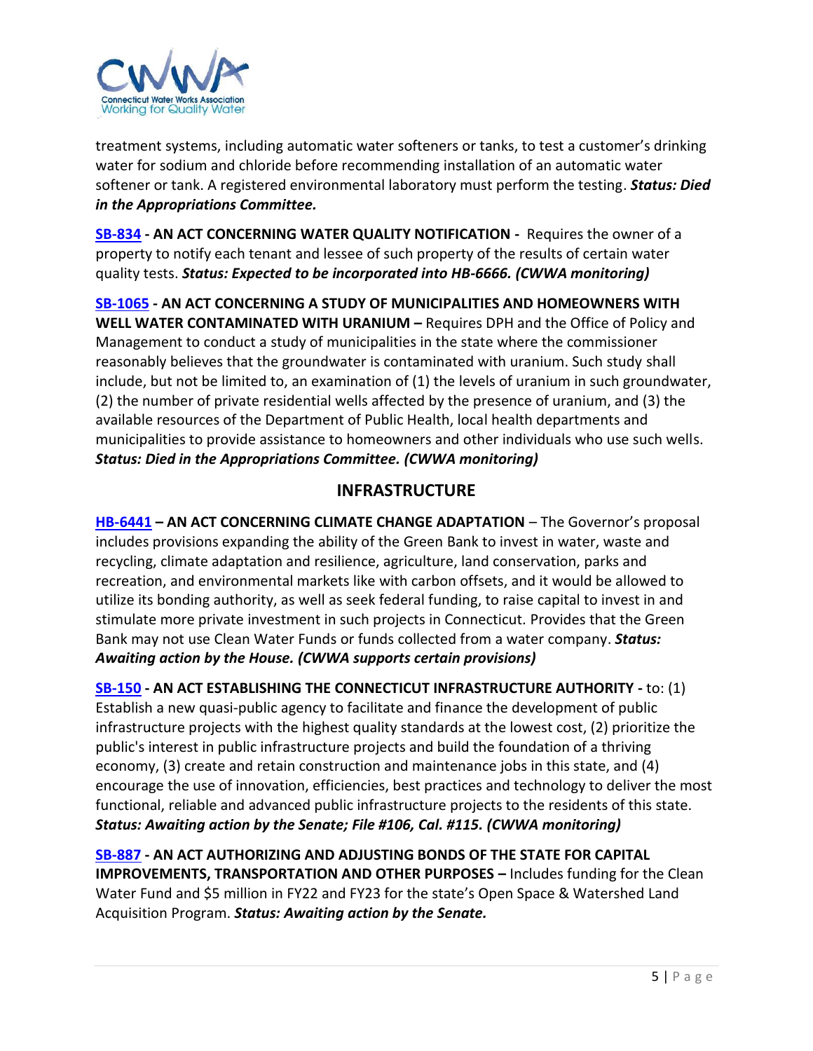treatment systems, including automatic water softeners or tanks, to test a customer's drinking water for sodium and chloride before recommending installation of an automatic water softener or tank. A registered environmental laboratory must perform the testing. ***Status: Died in the Appropriations Committee.***

**SB-834 - AN ACT CONCERNING WATER QUALITY NOTIFICATION -** Requires the owner of a property to notify each tenant and lessee of such property of the results of certain water quality tests. ***Status: Expected to be incorporated into HB-6666. (CWWA monitoring)***

**SB-1065 - AN ACT CONCERNING A STUDY OF MUNICIPALITIES AND HOMEOWNERS WITH WELL WATER CONTAMINATED WITH URANIUM –** Requires DPH and the Office of Policy and Management to conduct a study of municipalities in the state where the commissioner reasonably believes that the groundwater is contaminated with uranium. Such study shall include, but not be limited to, an examination of (1) the levels of uranium in such groundwater, (2) the number of private residential wells affected by the presence of uranium, and (3) the available resources of the Department of Public Health, local health departments and municipalities to provide assistance to homeowners and other individuals who use such wells. ***Status: Died in the Appropriations Committee. (CWWA monitoring)***

## INFRASTRUCTURE

**HB-6441 – AN ACT CONCERNING CLIMATE CHANGE ADAPTATION** – The Governor's proposal includes provisions expanding the ability of the Green Bank to invest in water, waste and recycling, climate adaptation and resilience, agriculture, land conservation, parks and recreation, and environmental markets like with carbon offsets, and it would be allowed to utilize its bonding authority, as well as seek federal funding, to raise capital to invest in and stimulate more private investment in such projects in Connecticut. Provides that the Green Bank may not use Clean Water Funds or funds collected from a water company. ***Status: Awaiting action by the House. (CWWA supports certain provisions)***

**SB-150 - AN ACT ESTABLISHING THE CONNECTICUT INFRASTRUCTURE AUTHORITY -** to: (1) Establish a new quasi-public agency to facilitate and finance the development of public infrastructure projects with the highest quality standards at the lowest cost, (2) prioritize the public's interest in public infrastructure projects and build the foundation of a thriving economy, (3) create and retain construction and maintenance jobs in this state, and (4) encourage the use of innovation, efficiencies, best practices and technology to deliver the most functional, reliable and advanced public infrastructure projects to the residents of this state. ***Status: Awaiting action by the Senate; File #106, Cal. #115. (CWWA monitoring)***

**SB-887 - AN ACT AUTHORIZING AND ADJUSTING BONDS OF THE STATE FOR CAPITAL IMPROVEMENTS, TRANSPORTATION AND OTHER PURPOSES –** Includes funding for the Clean Water Fund and $5 million in FY22 and FY23 for the state's Open Space & Watershed Land Acquisition Program. ***Status: Awaiting action by the Senate.***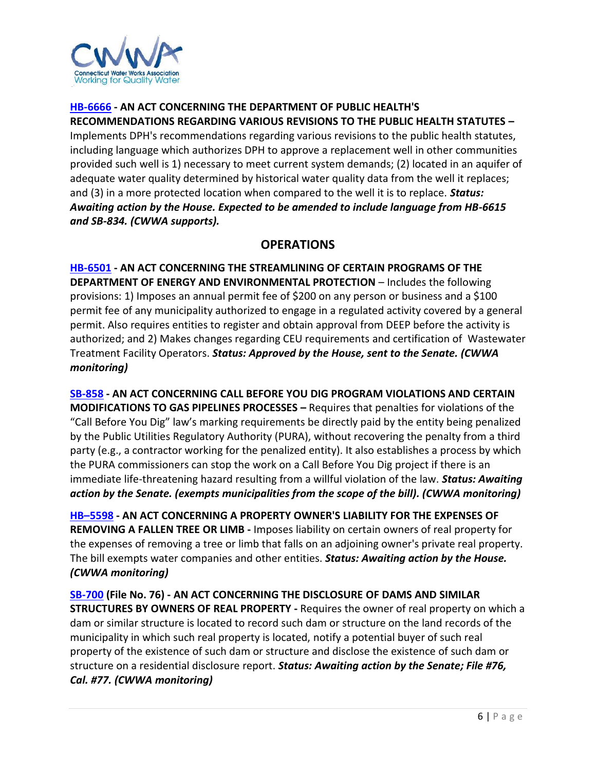**HB-6666 - AN ACT CONCERNING THE DEPARTMENT OF PUBLIC HEALTH'S RECOMMENDATIONS REGARDING VARIOUS REVISIONS TO THE PUBLIC HEALTH STATUTES –** Implements DPH's recommendations regarding various revisions to the public health statutes, including language which authorizes DPH to approve a replacement well in other communities provided such well is 1) necessary to meet current system demands; (2) located in an aquifer of adequate water quality determined by historical water quality data from the well it replaces; and (3) in a more protected location when compared to the well it is to replace. ***Status: Awaiting action by the House. Expected to be amended to include language from HB-6615 and SB-834. (CWWA supports).***

## OPERATIONS

**HB-6501 - AN ACT CONCERNING THE STREAMLINING OF CERTAIN PROGRAMS OF THE DEPARTMENT OF ENERGY AND ENVIRONMENTAL PROTECTION** – Includes the following provisions: 1) Imposes an annual permit fee of $200 on any person or business and a $100 permit fee of any municipality authorized to engage in a regulated activity covered by a general permit. Also requires entities to register and obtain approval from DEEP before the activity is authorized; and 2) Makes changes regarding CEU requirements and certification of Wastewater Treatment Facility Operators. ***Status: Approved by the House, sent to the Senate. (CWWA monitoring)***

**SB-858 - AN ACT CONCERNING CALL BEFORE YOU DIG PROGRAM VIOLATIONS AND CERTAIN MODIFICATIONS TO GAS PIPELINES PROCESSES –** Requires that penalties for violations of the "Call Before You Dig" law's marking requirements be directly paid by the entity being penalized by the Public Utilities Regulatory Authority (PURA), without recovering the penalty from a third party (e.g., a contractor working for the penalized entity). It also establishes a process by which the PURA commissioners can stop the work on a Call Before You Dig project if there is an immediate life-threatening hazard resulting from a willful violation of the law. ***Status: Awaiting action by the Senate. (exempts municipalities from the scope of the bill). (CWWA monitoring)***

**HB–5598 - AN ACT CONCERNING A PROPERTY OWNER'S LIABILITY FOR THE EXPENSES OF REMOVING A FALLEN TREE OR LIMB -** Imposes liability on certain owners of real property for the expenses of removing a tree or limb that falls on an adjoining owner's private real property. The bill exempts water companies and other entities. ***Status: Awaiting action by the House. (CWWA monitoring)***

**SB-700** **(File No. 76) - AN ACT CONCERNING THE DISCLOSURE OF DAMS AND SIMILAR STRUCTURES BY OWNERS OF REAL PROPERTY -** Requires the owner of real property on which a dam or similar structure is located to record such dam or structure on the land records of the municipality in which such real property is located, notify a potential buyer of such real property of the existence of such dam or structure and disclose the existence of such dam or structure on a residential disclosure report. ***Status: Awaiting action by the Senate; File #76, Cal. #77. (CWWA monitoring)***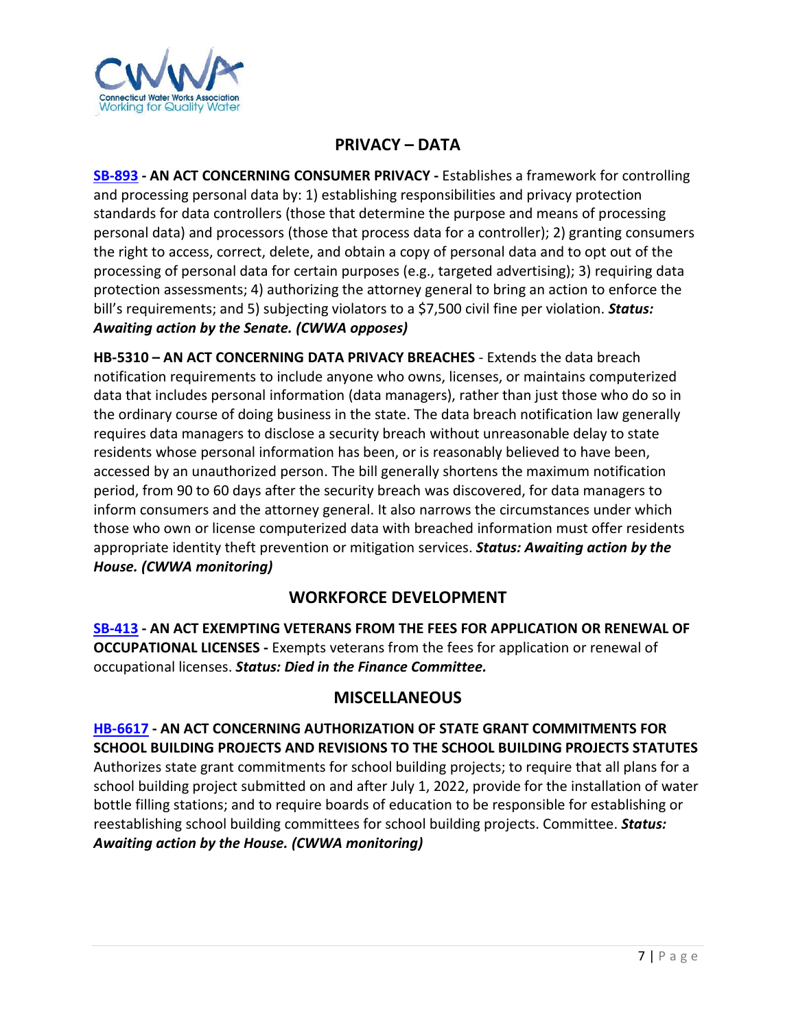## PRIVACY – DATA

**SB-893 - AN ACT CONCERNING CONSUMER PRIVACY -** Establishes a framework for controlling and processing personal data by: 1) establishing responsibilities and privacy protection standards for data controllers (those that determine the purpose and means of processing personal data) and processors (those that process data for a controller); 2) granting consumers the right to access, correct, delete, and obtain a copy of personal data and to opt out of the processing of personal data for certain purposes (e.g., targeted advertising); 3) requiring data protection assessments; 4) authorizing the attorney general to bring an action to enforce the bill's requirements; and 5) subjecting violators to a $7,500 civil fine per violation. ***Status: Awaiting action by the Senate. (CWWA opposes)***

**HB-5310 – AN ACT CONCERNING DATA PRIVACY BREACHES** - Extends the data breach notification requirements to include anyone who owns, licenses, or maintains computerized data that includes personal information (data managers), rather than just those who do so in the ordinary course of doing business in the state. The data breach notification law generally requires data managers to disclose a security breach without unreasonable delay to state residents whose personal information has been, or is reasonably believed to have been, accessed by an unauthorized person. The bill generally shortens the maximum notification period, from 90 to 60 days after the security breach was discovered, for data managers to inform consumers and the attorney general. It also narrows the circumstances under which those who own or license computerized data with breached information must offer residents appropriate identity theft prevention or mitigation services. ***Status: Awaiting action by the House. (CWWA monitoring)***

## WORKFORCE DEVELOPMENT

**SB-413 - AN ACT EXEMPTING VETERANS FROM THE FEES FOR APPLICATION OR RENEWAL OF OCCUPATIONAL LICENSES -** Exempts veterans from the fees for application or renewal of occupational licenses. ***Status: Died in the Finance Committee.***

## MISCELLANEOUS

**HB-6617 - AN ACT CONCERNING AUTHORIZATION OF STATE GRANT COMMITMENTS FOR SCHOOL BUILDING PROJECTS AND REVISIONS TO THE SCHOOL BUILDING PROJECTS STATUTES** Authorizes state grant commitments for school building projects; to require that all plans for a school building project submitted on and after July 1, 2022, provide for the installation of water bottle filling stations; and to require boards of education to be responsible for establishing or reestablishing school building committees for school building projects. Committee. ***Status: Awaiting action by the House. (CWWA monitoring)***